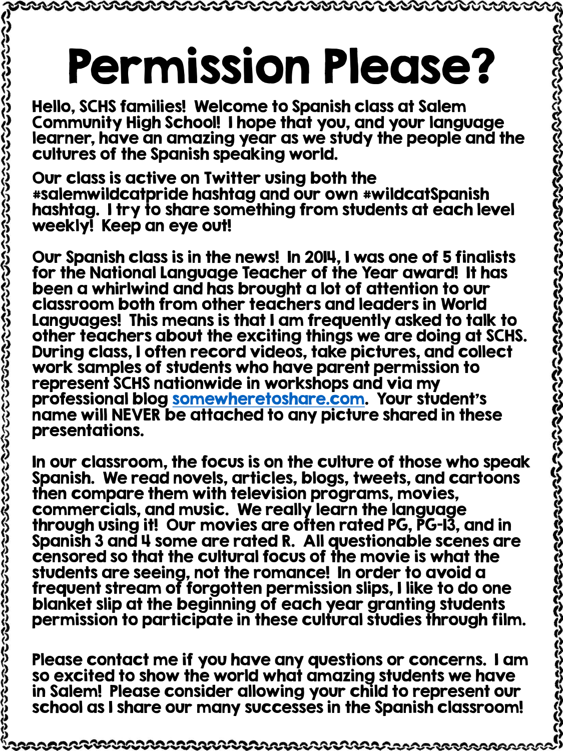# Permission Please?

Hello, SCHS families! Welcome to Spanish class at Salem Community High School! I hope that you, and your language learner, have an amazing year as we study the people and the cultures of the Spanish speaking world.

Our class is active on Twitter using both the #salemwildcatpride hashtag and our own #wildcatSpanish hashtag. I try to share something from students at each level weekly! Keep an eye out!

Our Spanish class is in the news! In 2014, I was one of 5 finalists for the National Language Teacher of the Year award! It has been a whirlwind and has brought a lot of attention to our classroom both from other teachers and leaders in World Languages! This means is that I am frequently asked to talk to other teachers about the exciting things we are doing at SCHS. During class, I often record videos, take pictures, and collect work samples of students who have parent permission to represent SCHS nationwide in workshops and via my professional blog [somewheretoshare.com](somewheretoshare.com). Your student's name will NEVER be attached to any picture shared in these presentations.

In our classroom, the focus is on the culture of those who speak Spanish. We read novels, articles, blogs, tweets, and cartoons then compare them with television programs, movies, commercials, and music. We really learn the language through using it! Our movies are often rated PG, PG-13, and in Spanish 3 and 4 some are rated R. All questionable scenes are censored so that the cultural focus of the movie is what the students are seeing, not the romance! In order to avoid a frequent stream of forgotten permission slips, I like to do one blanket slip at the beginning of each year granting students permission to participate in these cultural studies through film.

Please contact me if you have any questions or concerns. I am so excited to show the world what amazing students we have in Salem! Please consider allowing your child to represent our school as I share our many successes in the Spanish classroom!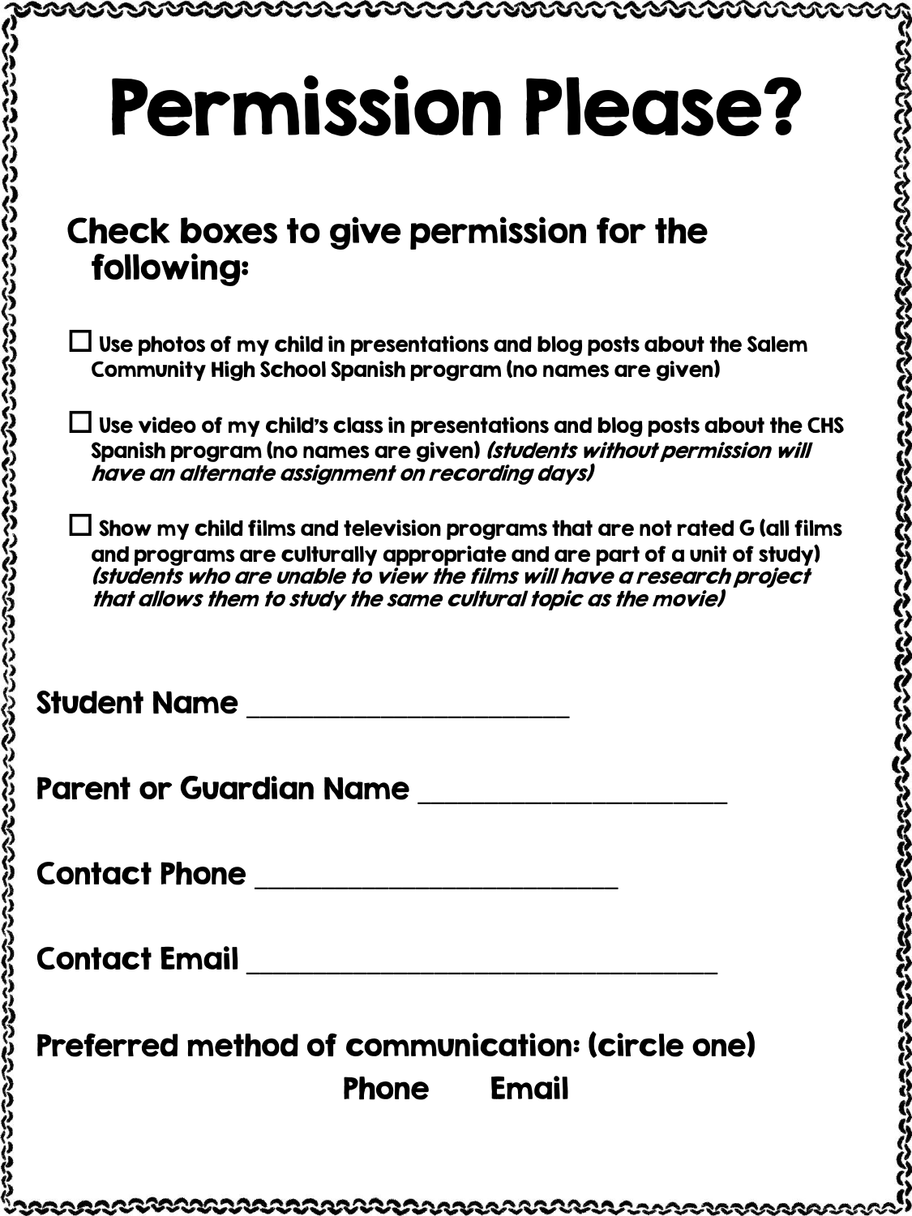# Permission Please?

## Check boxes to give permission for the following:

☐ Use photos of my child in presentations and blog posts about the Salem Community High School Spanish program (no names are given)

☐ Use video of my child's class in presentations and blog posts about the CHS Spanish program (no names are given) *(students without permission will have an alternate assignment on recording days)*

☐ Show my child films and television programs that are not rated G (all films and programs are culturally appropriate and are part of a unit of study) *(students who are unable to view the films will have a research project that allows them to study the same cultural topic as the movie)*

Student Name ______________________

Parent or Guardian Name ______________________

Contact Phone ______________________

Contact Email ______________________

Preferred method of communication: (circle one)

Phone Email